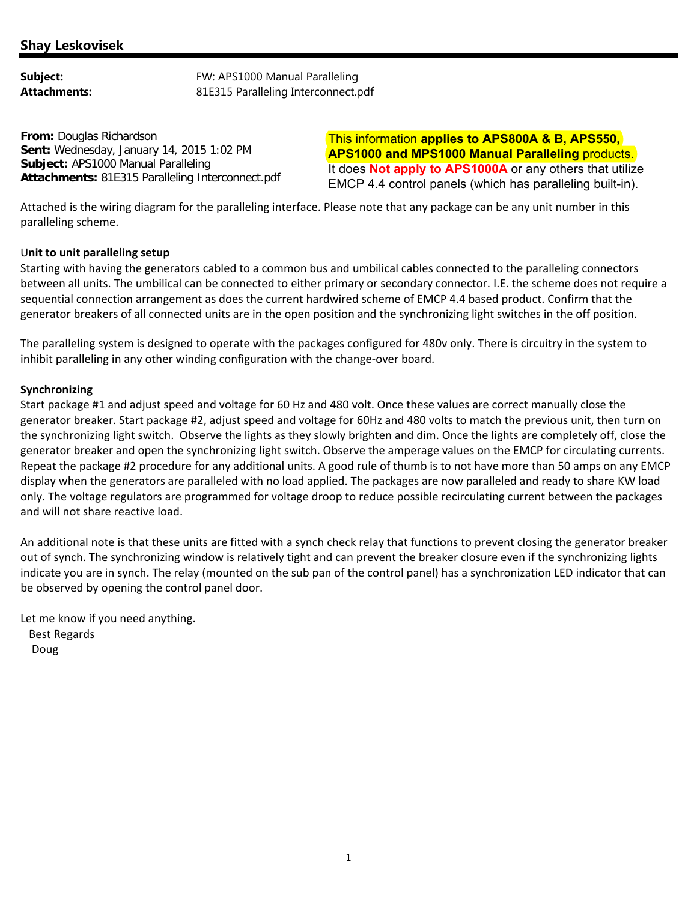## Shay Leskovisek

**Subject:** FW: APS1000 Manual Paralleling
**Attachments:** 81E315 Paralleling Interconnect.pdf

**From:** Douglas Richardson
**Sent:** Wednesday, January 14, 2015 1:02 PM
**Subject:** APS1000 Manual Paralleling
**Attachments:** 81E315 Paralleling Interconnect.pdf

This information **applies to APS800A & B, APS550, APS1000 and MPS1000 Manual Paralleling** products. It does **Not apply to APS1000A** or any others that utilize EMCP 4.4 control panels (which has paralleling built-in).

Attached is the wiring diagram for the paralleling interface. Please note that any package can be any unit number in this paralleling scheme.

**Unit to unit paralleling setup**

Starting with having the generators cabled to a common bus and umbilical cables connected to the paralleling connectors between all units. The umbilical can be connected to either primary or secondary connector. I.E. the scheme does not require a sequential connection arrangement as does the current hardwired scheme of EMCP 4.4 based product. Confirm that the generator breakers of all connected units are in the open position and the synchronizing light switches in the off position.

The paralleling system is designed to operate with the packages configured for 480v only. There is circuitry in the system to inhibit paralleling in any other winding configuration with the change-over board.

**Synchronizing**

Start package #1 and adjust speed and voltage for 60 Hz and 480 volt. Once these values are correct manually close the generator breaker. Start package #2, adjust speed and voltage for 60Hz and 480 volts to match the previous unit, then turn on the synchronizing light switch. Observe the lights as they slowly brighten and dim. Once the lights are completely off, close the generator breaker and open the synchronizing light switch. Observe the amperage values on the EMCP for circulating currents. Repeat the package #2 procedure for any additional units. A good rule of thumb is to not have more than 50 amps on any EMCP display when the generators are paralleled with no load applied. The packages are now paralleled and ready to share KW load only. The voltage regulators are programmed for voltage droop to reduce possible recirculating current between the packages and will not share reactive load.

An additional note is that these units are fitted with a synch check relay that functions to prevent closing the generator breaker out of synch. The synchronizing window is relatively tight and can prevent the breaker closure even if the synchronizing lights indicate you are in synch. The relay (mounted on the sub pan of the control panel) has a synchronization LED indicator that can be observed by opening the control panel door.

Let me know if you need anything.

Best Regards

Doug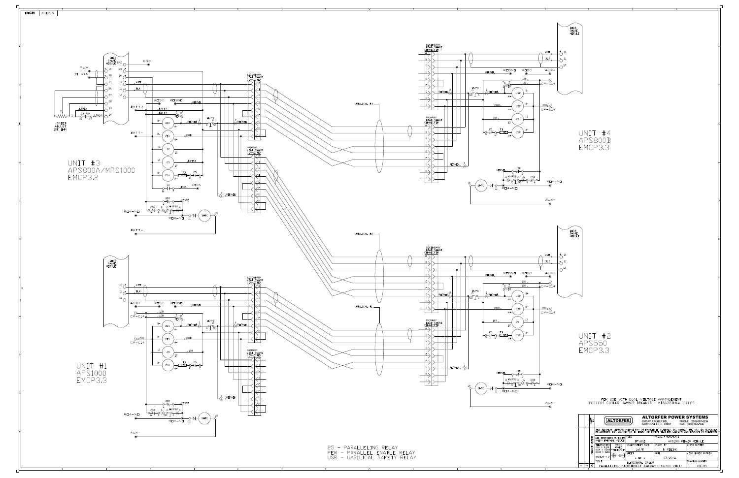INCH 81E315

UNIT #3
APS800A/MPS1000
EMCP3.2

UNIT #4
APS800B
EMCP3.3

UNIT #1
APS1000
EMCP3.3

UNIT #2
APS550
EMCP3.3

25 - PARALLELING RELAY
PER - PARALLEL ENABLE RELAY
USR - UMBILICAL SAFETY RELAY

FOR USE WITH DUAL VOLTAGE ARRANGEMENT
CUTLER HAMMER BREAKER - MIS6320HEA

ALTORFER POWER SYSTEMS
6315 W. FAUBER RD.
BARTONVILLE, IL 61607
PHONE (309) 697-1234
FAX (309) 282-2646

THIS DOCUMENT CONTAINS PROPRIETARY INFORMATION OF ALTORFER, INC. WITHOUT THE WRITTEN PERMISSION OF ALTORFER, INC. ANY COPYING OR OTHER USE EXCEPT THAT FOR WHICH IT WAS PROVIDED IS PROHIBITED.

| | | | |
|---|---|---|---|
| SCALE: NONE | PROJECT REFERENCE: APS1000 POWER MODULE | | |
| SHEET: 1 OF 1 | DRAWN BY: D. ROLING | DATE: 03/16/11 | |
| TITLE: LOADSHARE GROUP PARALLELING INTERCONNECT DIAGRAM (240/480 VOLT) | | DRAWING NUMBER: 81E315 | |